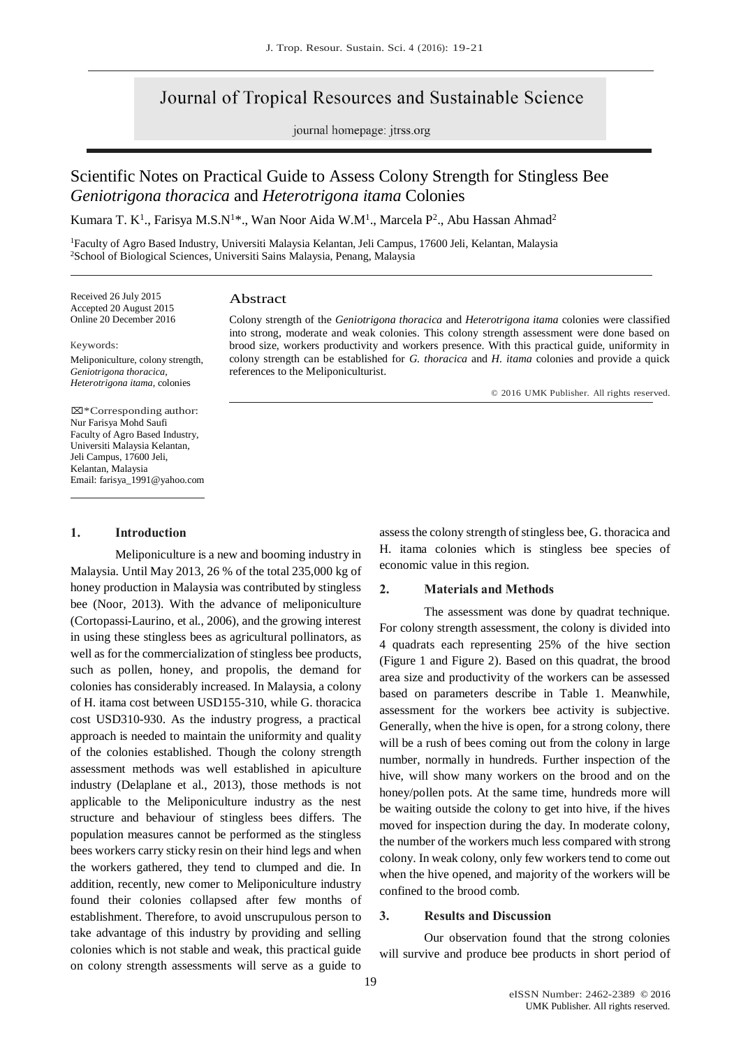# Journal of Tropical Resources and Sustainable Science

journal homepage: jtrss.org

## Scientific Notes on Practical Guide to Assess Colony Strength for Stingless Bee *Geniotrigona thoracica* and *Heterotrigona itama* Colonies

Kumara T. K[1]., Farisya M.S.N[1]*., Wan Noor Aida W.M[1]., Marcela P[2]., Abu Hassan Ahmad[2]

[1]Faculty of Agro Based Industry, Universiti Malaysia Kelantan, Jeli Campus, 17600 Jeli, Kelantan, Malaysia
[2]School of Biological Sciences, Universiti Sains Malaysia, Penang, Malaysia

Received 26 July 2015
Accepted 20 August 2015
Online 20 December 2016

Keywords:
Meliponiculture, colony strength, *Geniotrigona thoracica*, *Heterotrigona itama*, colonies

*Corresponding author:
Nur Farisya Mohd Saufi
Faculty of Agro Based Industry, Universiti Malaysia Kelantan, Jeli Campus, 17600 Jeli, Kelantan, Malaysia
Email: farisya_1991@yahoo.com

### Abstract

Colony strength of the *Geniotrigona thoracica* and *Heterotrigona itama* colonies were classified into strong, moderate and weak colonies. This colony strength assessment were done based on brood size, workers productivity and workers presence. With this practical guide, uniformity in colony strength can be established for *G. thoracica* and *H. itama* colonies and provide a quick references to the Meliponiculturist.

© 2016 UMK Publisher. All rights reserved.

## 1. Introduction

Meliponiculture is a new and booming industry in Malaysia. Until May 2013, 26 % of the total 235,000 kg of honey production in Malaysia was contributed by stingless bee (Noor, 2013). With the advance of meliponiculture (Cortopassi-Laurino, et al., 2006), and the growing interest in using these stingless bees as agricultural pollinators, as well as for the commercialization of stingless bee products, such as pollen, honey, and propolis, the demand for colonies has considerably increased. In Malaysia, a colony of H. itama cost between USD155-310, while G. thoracica cost USD310-930. As the industry progress, a practical approach is needed to maintain the uniformity and quality of the colonies established. Though the colony strength assessment methods was well established in apiculture industry (Delaplane et al., 2013), those methods is not applicable to the Meliponiculture industry as the nest structure and behaviour of stingless bees differs. The population measures cannot be performed as the stingless bees workers carry sticky resin on their hind legs and when the workers gathered, they tend to clumped and die. In addition, recently, new comer to Meliponiculture industry found their colonies collapsed after few months of establishment. Therefore, to avoid unscrupulous person to take advantage of this industry by providing and selling colonies which is not stable and weak, this practical guide on colony strength assessments will serve as a guide to assess the colony strength of stingless bee, G. thoracica and H. itama colonies which is stingless bee species of economic value in this region.

## 2. Materials and Methods

The assessment was done by quadrat technique. For colony strength assessment, the colony is divided into 4 quadrats each representing 25% of the hive section (Figure 1 and Figure 2). Based on this quadrat, the brood area size and productivity of the workers can be assessed based on parameters describe in Table 1. Meanwhile, assessment for the workers bee activity is subjective. Generally, when the hive is open, for a strong colony, there will be a rush of bees coming out from the colony in large number, normally in hundreds. Further inspection of the hive, will show many workers on the brood and on the honey/pollen pots. At the same time, hundreds more will be waiting outside the colony to get into hive, if the hives moved for inspection during the day. In moderate colony, the number of the workers much less compared with strong colony. In weak colony, only few workers tend to come out when the hive opened, and majority of the workers will be confined to the brood comb.

## 3. Results and Discussion

Our observation found that the strong colonies will survive and produce bee products in short period of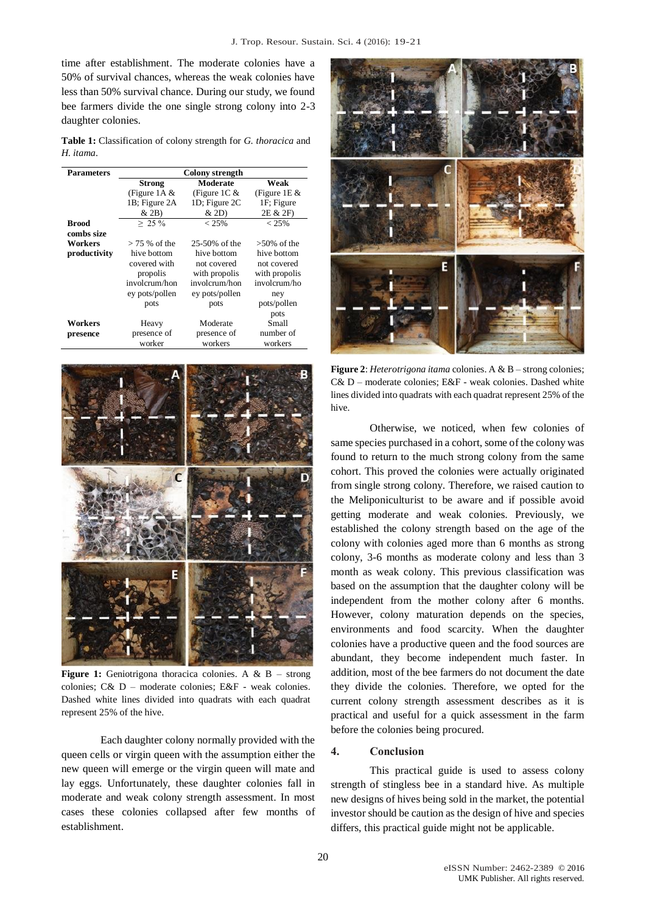time after establishment. The moderate colonies have a 50% of survival chances, whereas the weak colonies have less than 50% survival chance. During our study, we found bee farmers divide the one single strong colony into 2-3 daughter colonies.

**Table 1:** Classification of colony strength for *G. thoracica* and *H. itama*.

| Parameters | Colony strength | | |
|---|---|---|---|
| | **Strong** (Figure 1A & 1B; Figure 2A & 2B) | **Moderate** (Figure 1C & 1D; Figure 2C & 2D) | **Weak** (Figure 1E & 1F; Figure 2E & 2F) |
| **Brood combs size** | ≥ 25 % | < 25% | < 25% |
| **Workers productivity** | > 75 % of the hive bottom covered with propolis involcrum/honey pots/pollen pots | 25-50% of the hive bottom not covered with propolis involcrum/honey pots/pollen pots | >50% of the hive bottom not covered with propolis involcrum/honey pots/pollen pots |
| **Workers presence** | Heavy presence of worker | Moderate presence of workers | Small number of workers |

**Figure 1:** Geniotrigona thoracica colonies. A & B – strong colonies; C& D – moderate colonies; E&F - weak colonies. Dashed white lines divided into quadrats with each quadrat represent 25% of the hive.

Each daughter colony normally provided with the queen cells or virgin queen with the assumption either the new queen will emerge or the virgin queen will mate and lay eggs. Unfortunately, these daughter colonies fall in moderate and weak colony strength assessment. In most cases these colonies collapsed after few months of establishment.

**Figure 2**: *Heterotrigona itama* colonies. A & B – strong colonies; C& D – moderate colonies; E&F - weak colonies. Dashed white lines divided into quadrats with each quadrat represent 25% of the hive.

Otherwise, we noticed, when few colonies of same species purchased in a cohort, some of the colony was found to return to the much strong colony from the same cohort. This proved the colonies were actually originated from single strong colony. Therefore, we raised caution to the Meliponiculturist to be aware and if possible avoid getting moderate and weak colonies. Previously, we established the colony strength based on the age of the colony with colonies aged more than 6 months as strong colony, 3-6 months as moderate colony and less than 3 month as weak colony. This previous classification was based on the assumption that the daughter colony will be independent from the mother colony after 6 months. However, colony maturation depends on the species, environments and food scarcity. When the daughter colonies have a productive queen and the food sources are abundant, they become independent much faster. In addition, most of the bee farmers do not document the date they divide the colonies. Therefore, we opted for the current colony strength assessment describes as it is practical and useful for a quick assessment in the farm before the colonies being procured.

## 4. Conclusion

This practical guide is used to assess colony strength of stingless bee in a standard hive. As multiple new designs of hives being sold in the market, the potential investor should be caution as the design of hive and species differs, this practical guide might not be applicable.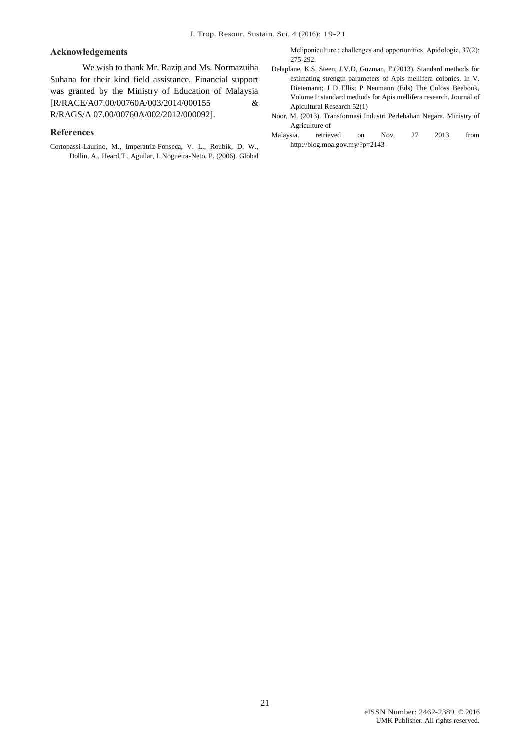## Acknowledgements

We wish to thank Mr. Razip and Ms. Normazuiha Suhana for their kind field assistance. Financial support was granted by the Ministry of Education of Malaysia [R/RACE/A07.00/00760A/003/2014/000155 & R/RAGS/A 07.00/00760A/002/2012/000092].

## References

Cortopassi-Laurino, M., Imperatriz-Fonseca, V. L., Roubik, D. W., Dollin, A., Heard,T., Aguilar, I.,Nogueira-Neto, P. (2006). Global Meliponiculture : challenges and opportunities. Apidologie, 37(2): 275-292.

Delaplane, K.S, Steen, J.V.D, Guzman, E.(2013). Standard methods for estimating strength parameters of Apis mellifera colonies. In V. Dietemann; J D Ellis; P Neumann (Eds) The Coloss Beebook, Volume I: standard methods for Apis mellifera research. Journal of Apicultural Research 52(1)

Noor, M. (2013). Transformasi Industri Perlebahan Negara. Ministry of Agriculture of Malaysia. retrieved on Nov, 27 2013 from http://blog.moa.gov.my/?p=2143